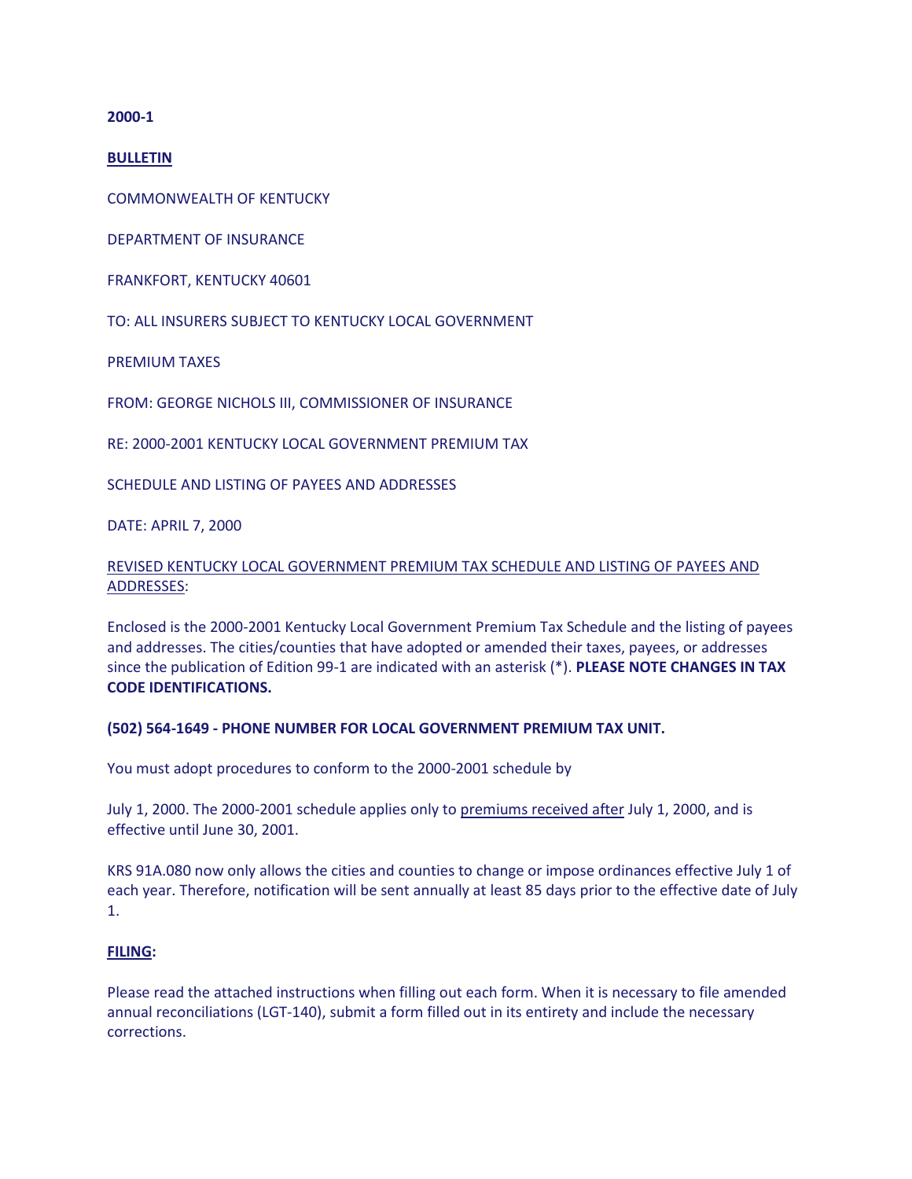**2000-1**

**BULLETIN**

COMMONWEALTH OF KENTUCKY

DEPARTMENT OF INSURANCE

FRANKFORT, KENTUCKY 40601

TO: ALL INSURERS SUBJECT TO KENTUCKY LOCAL GOVERNMENT

PREMIUM TAXES

FROM: GEORGE NICHOLS III, COMMISSIONER OF INSURANCE

RE: 2000-2001 KENTUCKY LOCAL GOVERNMENT PREMIUM TAX

SCHEDULE AND LISTING OF PAYEES AND ADDRESSES

DATE: APRIL 7, 2000

REVISED KENTUCKY LOCAL GOVERNMENT PREMIUM TAX SCHEDULE AND LISTING OF PAYEES AND ADDRESSES:

Enclosed is the 2000-2001 Kentucky Local Government Premium Tax Schedule and the listing of payees and addresses. The cities/counties that have adopted or amended their taxes, payees, or addresses since the publication of Edition 99-1 are indicated with an asterisk (*). **PLEASE NOTE CHANGES IN TAX CODE IDENTIFICATIONS.**

**(502) 564-1649 - PHONE NUMBER FOR LOCAL GOVERNMENT PREMIUM TAX UNIT.**

You must adopt procedures to conform to the 2000-2001 schedule by

July 1, 2000. The 2000-2001 schedule applies only to premiums received after July 1, 2000, and is effective until June 30, 2001.

KRS 91A.080 now only allows the cities and counties to change or impose ordinances effective July 1 of each year. Therefore, notification will be sent annually at least 85 days prior to the effective date of July 1.

**FILING:**

Please read the attached instructions when filling out each form. When it is necessary to file amended annual reconciliations (LGT-140), submit a form filled out in its entirety and include the necessary corrections.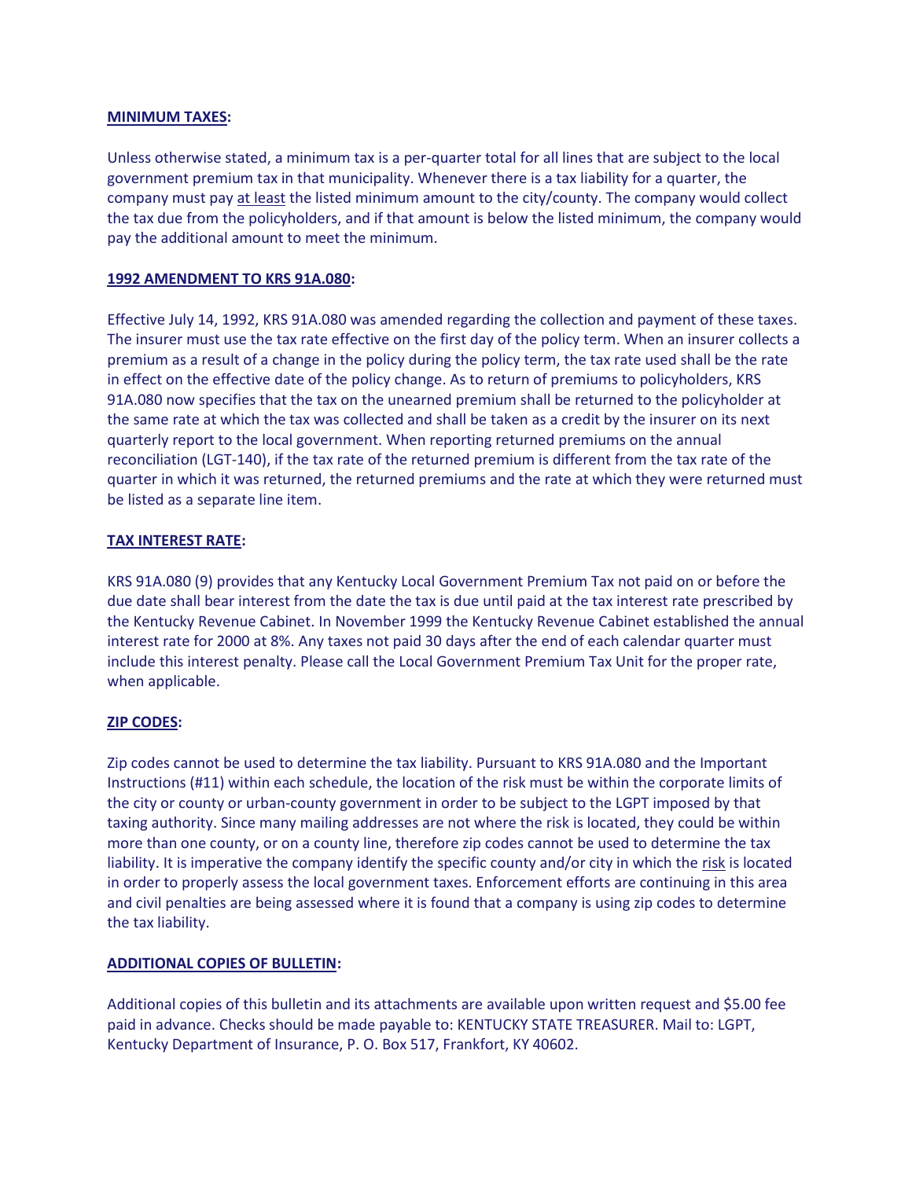**MINIMUM TAXES:**

Unless otherwise stated, a minimum tax is a per-quarter total for all lines that are subject to the local government premium tax in that municipality. Whenever there is a tax liability for a quarter, the company must pay at least the listed minimum amount to the city/county. The company would collect the tax due from the policyholders, and if that amount is below the listed minimum, the company would pay the additional amount to meet the minimum.

**1992 AMENDMENT TO KRS 91A.080:**

Effective July 14, 1992, KRS 91A.080 was amended regarding the collection and payment of these taxes. The insurer must use the tax rate effective on the first day of the policy term. When an insurer collects a premium as a result of a change in the policy during the policy term, the tax rate used shall be the rate in effect on the effective date of the policy change. As to return of premiums to policyholders, KRS 91A.080 now specifies that the tax on the unearned premium shall be returned to the policyholder at the same rate at which the tax was collected and shall be taken as a credit by the insurer on its next quarterly report to the local government. When reporting returned premiums on the annual reconciliation (LGT-140), if the tax rate of the returned premium is different from the tax rate of the quarter in which it was returned, the returned premiums and the rate at which they were returned must be listed as a separate line item.

**TAX INTEREST RATE:**

KRS 91A.080 (9) provides that any Kentucky Local Government Premium Tax not paid on or before the due date shall bear interest from the date the tax is due until paid at the tax interest rate prescribed by the Kentucky Revenue Cabinet. In November 1999 the Kentucky Revenue Cabinet established the annual interest rate for 2000 at 8%. Any taxes not paid 30 days after the end of each calendar quarter must include this interest penalty. Please call the Local Government Premium Tax Unit for the proper rate, when applicable.

**ZIP CODES:**

Zip codes cannot be used to determine the tax liability. Pursuant to KRS 91A.080 and the Important Instructions (#11) within each schedule, the location of the risk must be within the corporate limits of the city or county or urban-county government in order to be subject to the LGPT imposed by that taxing authority. Since many mailing addresses are not where the risk is located, they could be within more than one county, or on a county line, therefore zip codes cannot be used to determine the tax liability. It is imperative the company identify the specific county and/or city in which the risk is located in order to properly assess the local government taxes. Enforcement efforts are continuing in this area and civil penalties are being assessed where it is found that a company is using zip codes to determine the tax liability.

**ADDITIONAL COPIES OF BULLETIN:**

Additional copies of this bulletin and its attachments are available upon written request and $5.00 fee paid in advance. Checks should be made payable to: KENTUCKY STATE TREASURER. Mail to: LGPT, Kentucky Department of Insurance, P. O. Box 517, Frankfort, KY 40602.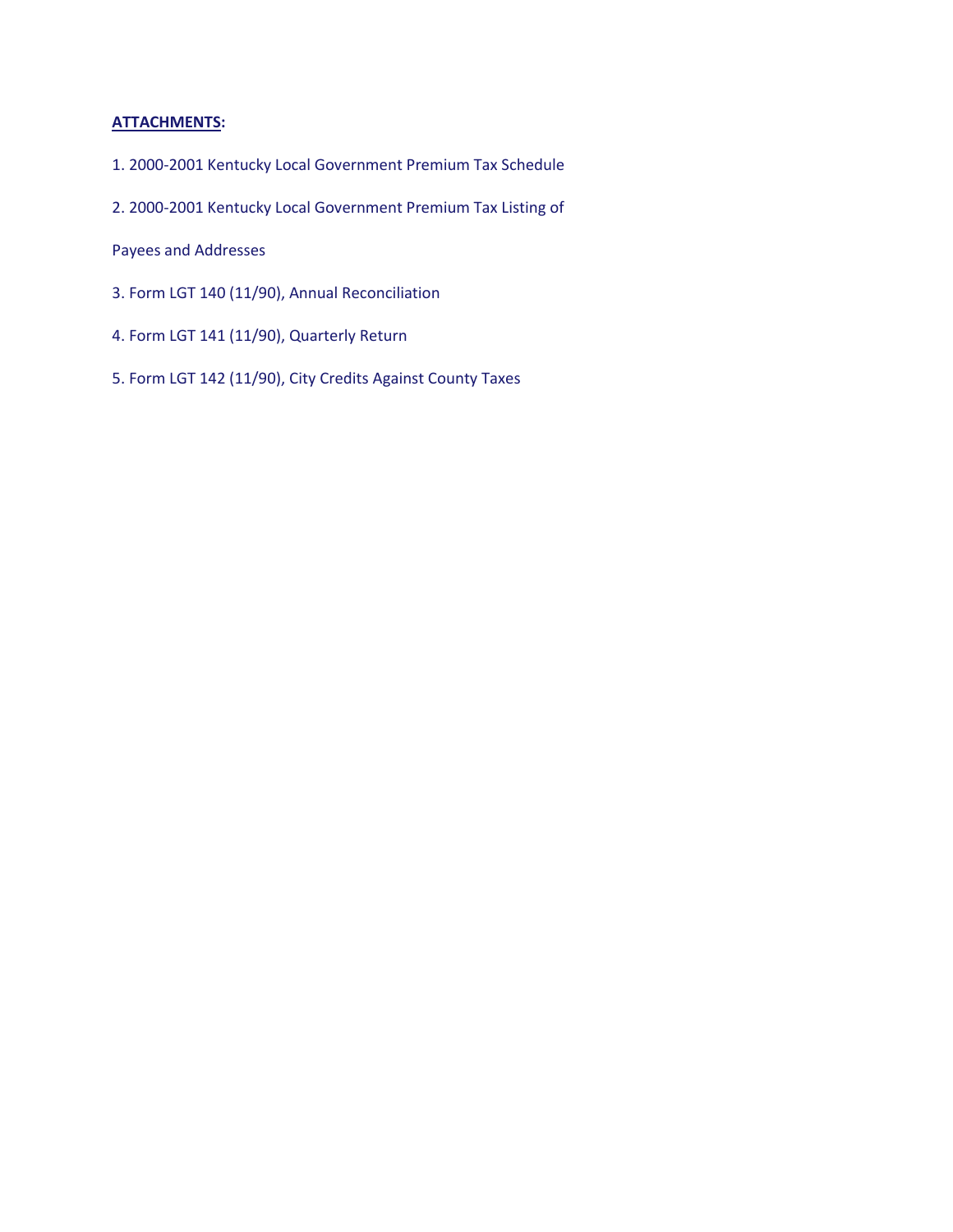**ATTACHMENTS:**

1. 2000-2001 Kentucky Local Government Premium Tax Schedule

2. 2000-2001 Kentucky Local Government Premium Tax Listing of

Payees and Addresses

3. Form LGT 140 (11/90), Annual Reconciliation

4. Form LGT 141 (11/90), Quarterly Return

5. Form LGT 142 (11/90), City Credits Against County Taxes